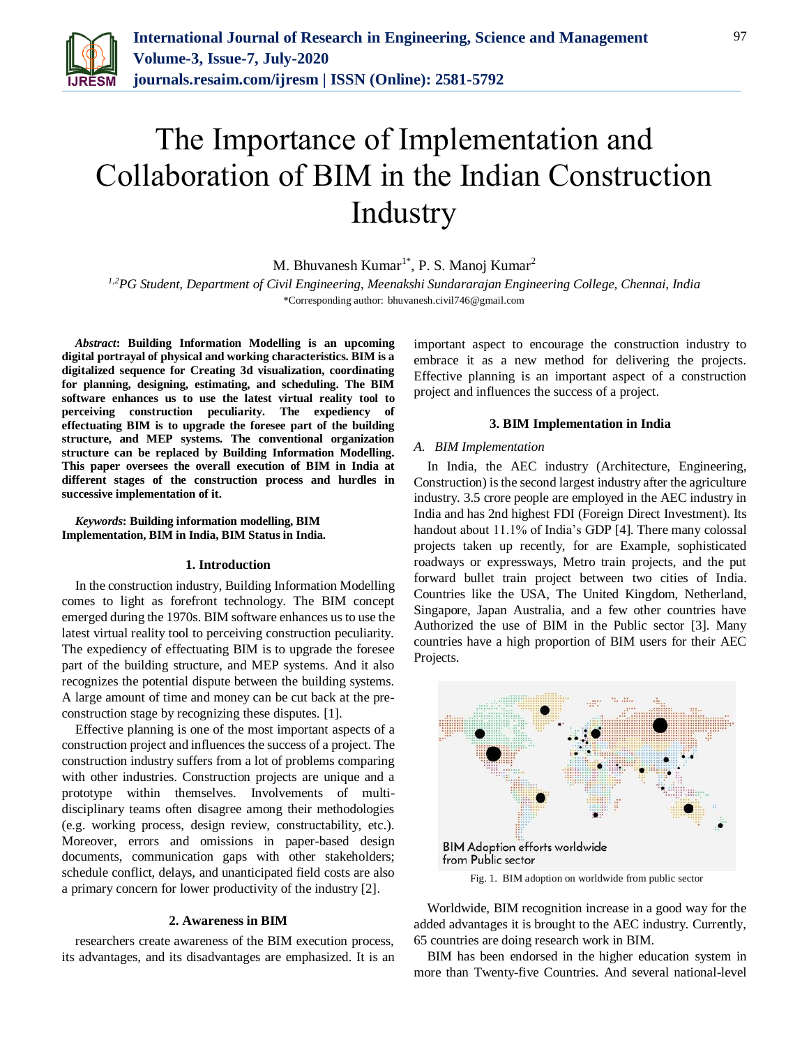# The Importance of Implementation and Collaboration of BIM in the Indian Construction Industry

M. Bhuvanesh Kumar[1*], P. S. Manoj Kumar[2]

[1,2]*PG Student, Department of Civil Engineering, Meenakshi Sundararajan Engineering College, Chennai, India*

*Corresponding author: bhuvanesh.civil746@gmail.com

***Abstract*: Building Information Modelling is an upcoming digital portrayal of physical and working characteristics. BIM is a digitalized sequence for Creating 3d visualization, coordinating for planning, designing, estimating, and scheduling. The BIM software enhances us to use the latest virtual reality tool to perceiving construction peculiarity. The expediency of effectuating BIM is to upgrade the foresee part of the building structure, and MEP systems. The conventional organization structure can be replaced by Building Information Modelling. This paper oversees the overall execution of BIM in India at different stages of the construction process and hurdles in successive implementation of it.**

***Keywords*: Building information modelling, BIM Implementation, BIM in India, BIM Status in India.**

## 1. Introduction

In the construction industry, Building Information Modelling comes to light as forefront technology. The BIM concept emerged during the 1970s. BIM software enhances us to use the latest virtual reality tool to perceiving construction peculiarity. The expediency of effectuating BIM is to upgrade the foresee part of the building structure, and MEP systems. And it also recognizes the potential dispute between the building systems. A large amount of time and money can be cut back at the pre-construction stage by recognizing these disputes. [1].

Effective planning is one of the most important aspects of a construction project and influences the success of a project. The construction industry suffers from a lot of problems comparing with other industries. Construction projects are unique and a prototype within themselves. Involvements of multi-disciplinary teams often disagree among their methodologies (e.g. working process, design review, constructability, etc.). Moreover, errors and omissions in paper-based design documents, communication gaps with other stakeholders; schedule conflict, delays, and unanticipated field costs are also a primary concern for lower productivity of the industry [2].

## 2. Awareness in BIM

researchers create awareness of the BIM execution process, its advantages, and its disadvantages are emphasized. It is an important aspect to encourage the construction industry to embrace it as a new method for delivering the projects. Effective planning is an important aspect of a construction project and influences the success of a project.

## 3. BIM Implementation in India

### *A. BIM Implementation*

In India, the AEC industry (Architecture, Engineering, Construction) is the second largest industry after the agriculture industry. 3.5 crore people are employed in the AEC industry in India and has 2nd highest FDI (Foreign Direct Investment). Its handout about 11.1% of India's GDP [4]. There many colossal projects taken up recently, for are Example, sophisticated roadways or expressways, Metro train projects, and the put forward bullet train project between two cities of India. Countries like the USA, The United Kingdom, Netherland, Singapore, Japan Australia, and a few other countries have Authorized the use of BIM in the Public sector [3]. Many countries have a high proportion of BIM users for their AEC Projects.

Fig. 1. BIM adoption on worldwide from public sector

Worldwide, BIM recognition increase in a good way for the added advantages it is brought to the AEC industry. Currently, 65 countries are doing research work in BIM.

BIM has been endorsed in the higher education system in more than Twenty-five Countries. And several national-level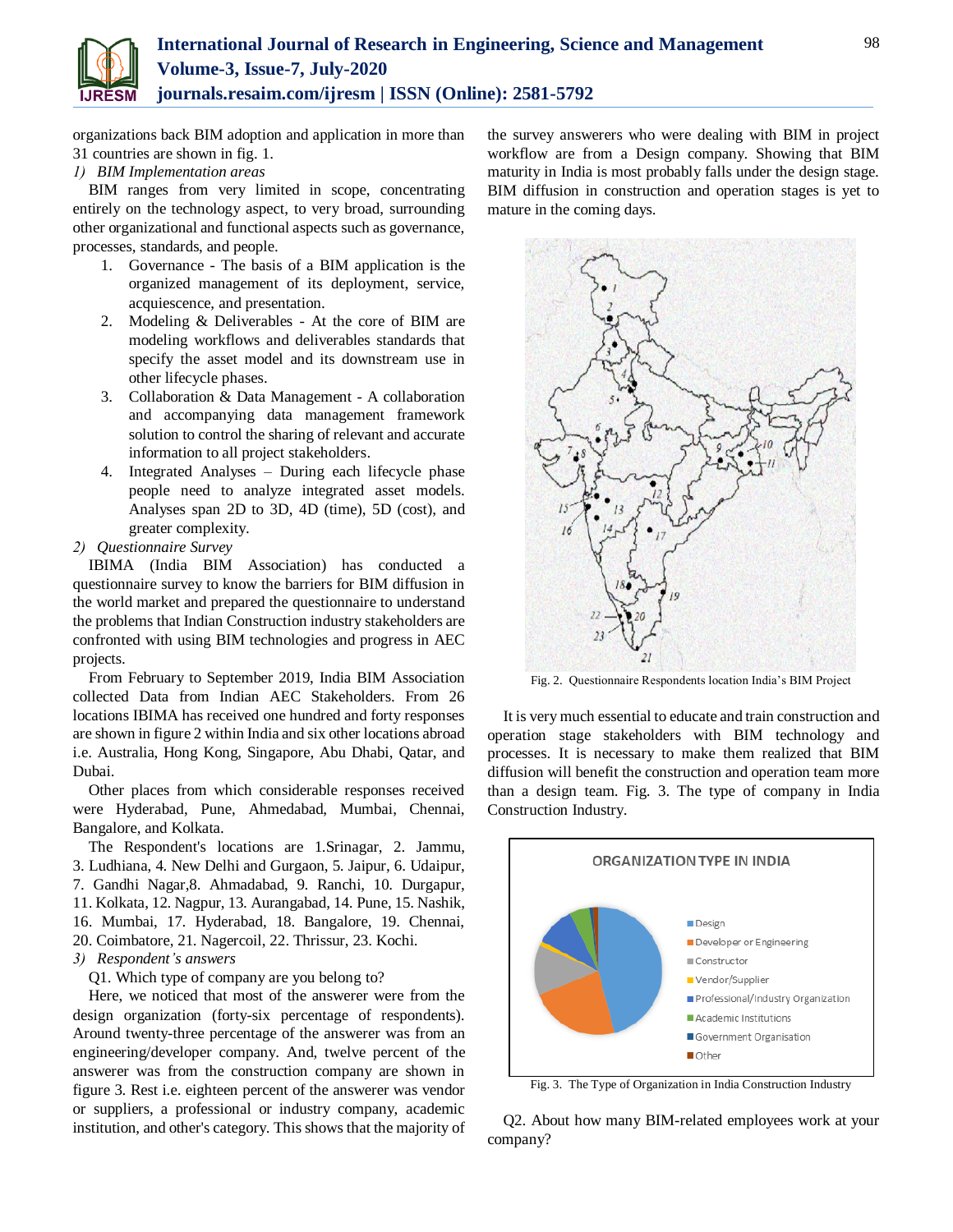organizations back BIM adoption and application in more than 31 countries are shown in fig. 1.

*1) BIM Implementation areas*

BIM ranges from very limited in scope, concentrating entirely on the technology aspect, to very broad, surrounding other organizational and functional aspects such as governance, processes, standards, and people.

1. Governance - The basis of a BIM application is the organized management of its deployment, service, acquiescence, and presentation.
2. Modeling & Deliverables - At the core of BIM are modeling workflows and deliverables standards that specify the asset model and its downstream use in other lifecycle phases.
3. Collaboration & Data Management - A collaboration and accompanying data management framework solution to control the sharing of relevant and accurate information to all project stakeholders.
4. Integrated Analyses – During each lifecycle phase people need to analyze integrated asset models. Analyses span 2D to 3D, 4D (time), 5D (cost), and greater complexity.

*2) Questionnaire Survey*

IBIMA (India BIM Association) has conducted a questionnaire survey to know the barriers for BIM diffusion in the world market and prepared the questionnaire to understand the problems that Indian Construction industry stakeholders are confronted with using BIM technologies and progress in AEC projects.

From February to September 2019, India BIM Association collected Data from Indian AEC Stakeholders. From 26 locations IBIMA has received one hundred and forty responses are shown in figure 2 within India and six other locations abroad i.e. Australia, Hong Kong, Singapore, Abu Dhabi, Qatar, and Dubai.

Other places from which considerable responses received were Hyderabad, Pune, Ahmedabad, Mumbai, Chennai, Bangalore, and Kolkata.

The Respondent's locations are 1.Srinagar, 2. Jammu, 3. Ludhiana, 4. New Delhi and Gurgaon, 5. Jaipur, 6. Udaipur, 7. Gandhi Nagar,8. Ahmadabad, 9. Ranchi, 10. Durgapur, 11. Kolkata, 12. Nagpur, 13. Aurangabad, 14. Pune, 15. Nashik, 16. Mumbai, 17. Hyderabad, 18. Bangalore, 19. Chennai, 20. Coimbatore, 21. Nagercoil, 22. Thrissur, 23. Kochi.

*3) Respondent's answers*

Q1. Which type of company are you belong to?

Here, we noticed that most of the answerer were from the design organization (forty-six percentage of respondents). Around twenty-three percentage of the answerer was from an engineering/developer company. And, twelve percent of the answerer was from the construction company are shown in figure 3. Rest i.e. eighteen percent of the answerer was vendor or suppliers, a professional or industry company, academic institution, and other's category. This shows that the majority of the survey answerers who were dealing with BIM in project workflow are from a Design company. Showing that BIM maturity in India is most probably falls under the design stage. BIM diffusion in construction and operation stages is yet to mature in the coming days.

Fig. 2. Questionnaire Respondents location India's BIM Project

It is very much essential to educate and train construction and operation stage stakeholders with BIM technology and processes. It is necessary to make them realized that BIM diffusion will benefit the construction and operation team more than a design team. Fig. 3. The type of company in India Construction Industry.

Fig. 3. The Type of Organization in India Construction Industry

Q2. About how many BIM-related employees work at your company?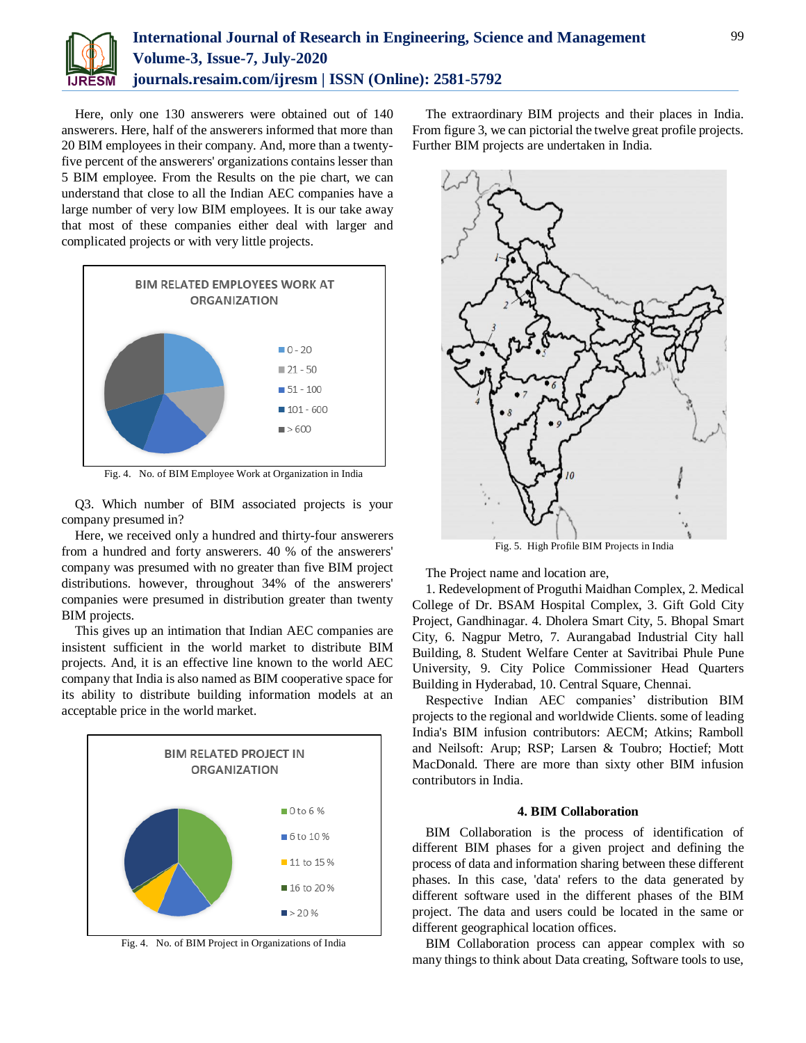Here, only one 130 answerers were obtained out of 140 answerers. Here, half of the answerers informed that more than 20 BIM employees in their company. And, more than a twenty-five percent of the answerers' organizations contains lesser than 5 BIM employee. From the Results on the pie chart, we can understand that close to all the Indian AEC companies have a large number of very low BIM employees. It is our take away that most of these companies either deal with larger and complicated projects or with very little projects.

Fig. 4. No. of BIM Employee Work at Organization in India

Q3. Which number of BIM associated projects is your company presumed in?

Here, we received only a hundred and thirty-four answerers from a hundred and forty answerers. 40 % of the answerers' company was presumed with no greater than five BIM project distributions. however, throughout 34% of the answerers' companies were presumed in distribution greater than twenty BIM projects.

This gives up an intimation that Indian AEC companies are insistent sufficient in the world market to distribute BIM projects. And, it is an effective line known to the world AEC company that India is also named as BIM cooperative space for its ability to distribute building information models at an acceptable price in the world market.

Fig. 4. No. of BIM Project in Organizations of India

The extraordinary BIM projects and their places in India. From figure 3, we can pictorial the twelve great profile projects. Further BIM projects are undertaken in India.

Fig. 5. High Profile BIM Projects in India

The Project name and location are,

1. Redevelopment of Proguthi Maidhan Complex, 2. Medical College of Dr. BSAM Hospital Complex, 3. Gift Gold City Project, Gandhinagar. 4. Dholera Smart City, 5. Bhopal Smart City, 6. Nagpur Metro, 7. Aurangabad Industrial City hall Building, 8. Student Welfare Center at Savitribai Phule Pune University, 9. City Police Commissioner Head Quarters Building in Hyderabad, 10. Central Square, Chennai.

Respective Indian AEC companies' distribution BIM projects to the regional and worldwide Clients. some of leading India's BIM infusion contributors: AECM; Atkins; Ramboll and Neilsoft: Arup; RSP; Larsen & Toubro; Hoctief; Mott MacDonald. There are more than sixty other BIM infusion contributors in India.

### 4. BIM Collaboration

BIM Collaboration is the process of identification of different BIM phases for a given project and defining the process of data and information sharing between these different phases. In this case, 'data' refers to the data generated by different software used in the different phases of the BIM project. The data and users could be located in the same or different geographical location offices.

BIM Collaboration process can appear complex with so many things to think about Data creating, Software tools to use,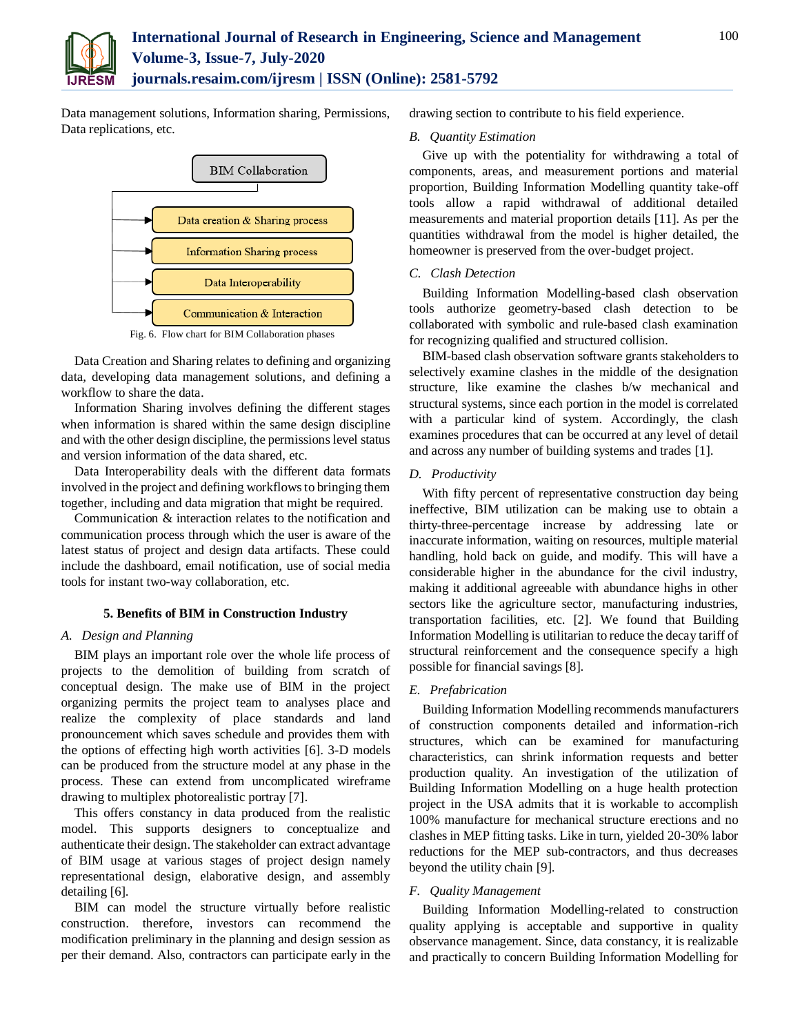Data management solutions, Information sharing, Permissions, Data replications, etc.

BIM Collaboration

- Data creation & Sharing process
- Information Sharing process
- Data Interoperability
- Communication & Interaction

Fig. 6. Flow chart for BIM Collaboration phases

Data Creation and Sharing relates to defining and organizing data, developing data management solutions, and defining a workflow to share the data.

Information Sharing involves defining the different stages when information is shared within the same design discipline and with the other design discipline, the permissions level status and version information of the data shared, etc.

Data Interoperability deals with the different data formats involved in the project and defining workflows to bringing them together, including and data migration that might be required.

Communication & interaction relates to the notification and communication process through which the user is aware of the latest status of project and design data artifacts. These could include the dashboard, email notification, use of social media tools for instant two-way collaboration, etc.

## 5. Benefits of BIM in Construction Industry

### A. Design and Planning

BIM plays an important role over the whole life process of projects to the demolition of building from scratch of conceptual design. The make use of BIM in the project organizing permits the project team to analyses place and realize the complexity of place standards and land pronouncement which saves schedule and provides them with the options of effecting high worth activities [6]. 3-D models can be produced from the structure model at any phase in the process. These can extend from uncomplicated wireframe drawing to multiplex photorealistic portray [7].

This offers constancy in data produced from the realistic model. This supports designers to conceptualize and authenticate their design. The stakeholder can extract advantage of BIM usage at various stages of project design namely representational design, elaborative design, and assembly detailing [6].

BIM can model the structure virtually before realistic construction. therefore, investors can recommend the modification preliminary in the planning and design session as per their demand. Also, contractors can participate early in the drawing section to contribute to his field experience.

### B. Quantity Estimation

Give up with the potentiality for withdrawing a total of components, areas, and measurement portions and material proportion, Building Information Modelling quantity take-off tools allow a rapid withdrawal of additional detailed measurements and material proportion details [11]. As per the quantities withdrawal from the model is higher detailed, the homeowner is preserved from the over-budget project.

### C. Clash Detection

Building Information Modelling-based clash observation tools authorize geometry-based clash detection to be collaborated with symbolic and rule-based clash examination for recognizing qualified and structured collision.

BIM-based clash observation software grants stakeholders to selectively examine clashes in the middle of the designation structure, like examine the clashes b/w mechanical and structural systems, since each portion in the model is correlated with a particular kind of system. Accordingly, the clash examines procedures that can be occurred at any level of detail and across any number of building systems and trades [1].

### D. Productivity

With fifty percent of representative construction day being ineffective, BIM utilization can be making use to obtain a thirty-three-percentage increase by addressing late or inaccurate information, waiting on resources, multiple material handling, hold back on guide, and modify. This will have a considerable higher in the abundance for the civil industry, making it additional agreeable with abundance highs in other sectors like the agriculture sector, manufacturing industries, transportation facilities, etc. [2]. We found that Building Information Modelling is utilitarian to reduce the decay tariff of structural reinforcement and the consequence specify a high possible for financial savings [8].

### E. Prefabrication

Building Information Modelling recommends manufacturers of construction components detailed and information-rich structures, which can be examined for manufacturing characteristics, can shrink information requests and better production quality. An investigation of the utilization of Building Information Modelling on a huge health protection project in the USA admits that it is workable to accomplish 100% manufacture for mechanical structure erections and no clashes in MEP fitting tasks. Like in turn, yielded 20-30% labor reductions for the MEP sub-contractors, and thus decreases beyond the utility chain [9].

### F. Quality Management

Building Information Modelling-related to construction quality applying is acceptable and supportive in quality observance management. Since, data constancy, it is realizable and practically to concern Building Information Modelling for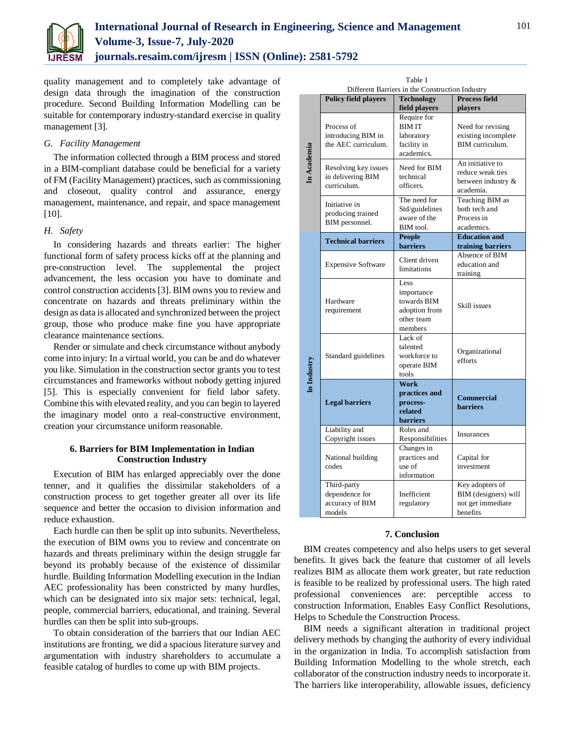quality management and to completely take advantage of design data through the imagination of the construction procedure. Second Building Information Modelling can be suitable for contemporary industry-standard exercise in quality management [3].

### G. *Facility Management*

The information collected through a BIM process and stored in a BIM-compliant database could be beneficial for a variety of FM (Facility Management) practices, such as commissioning and closeout, quality control and assurance, energy management, maintenance, and repair, and space management [10].

### H. *Safety*

In considering hazards and threats earlier: The higher functional form of safety process kicks off at the planning and pre-construction level. The supplemental the project advancement, the less occasion you have to dominate and control construction accidents [3]. BIM owns you to review and concentrate on hazards and threats preliminary within the design as data is allocated and synchronized between the project group, those who produce make fine you have appropriate clearance maintenance sections.

Render or simulate and check circumstance without anybody come into injury: In a virtual world, you can be and do whatever you like. Simulation in the construction sector grants you to test circumstances and frameworks without nobody getting injured [5]. This is especially convenient for field labor safety. Combine this with elevated reality, and you can begin to layered the imaginary model onto a real-constructive environment, creation your circumstance uniform reasonable.

## 6. Barriers for BIM Implementation in Indian Construction Industry

Execution of BIM has enlarged appreciably over the done tenner, and it qualifies the dissimilar stakeholders of a construction process to get together greater all over its life sequence and better the occasion to division information and reduce exhaustion.

Each hurdle can then be split up into subunits. Nevertheless, the execution of BIM owns you to review and concentrate on hazards and threats preliminary within the design struggle far beyond its probably because of the existence of dissimilar hurdle. Building Information Modelling execution in the Indian AEC professionality has been constricted by many hurdles, which can be designated into six major sets: technical, legal, people, commercial barriers, educational, and training. Several hurdles can then be split into sub-groups.

To obtain consideration of the barriers that our Indian AEC institutions are fronting, we did a spacious literature survey and argumentation with industry shareholders to accumulate a feasible catalog of hurdles to come up with BIM projects.

Table 1
Different Barriers in the Construction Industry

| | **Policy field players** | **Technology field players** | **Process field players** |
|---|---|---|---|
| **In Academia** | Process of introducing BIM in the AEC curriculum. | Require for BIM IT laboratory facility in academics. | Need for revising existing incomplete BIM curriculum. |
| **In Academia** | Resolving key issues in delivering BIM curriculum. | Need for BIM technical officers. | An initiative to reduce weak ties between industry & academia. |
| **In Academia** | Initiative in producing trained BIM personnel. | The need for Std/guidelines aware of the BIM tool. | Teaching BIM as both tech and Process in academics. |
| | **Technical barriers** | **People barriers** | **Education and training barriers** |
| **In Industry** | Expensive Software | Client driven limitations | Absence of BIM education and training |
| **In Industry** | Hardware requirement | Less importance towards BIM adoption from other team members | Skill issues |
| **In Industry** | Standard guidelines | Lack of talented workforce to operate BIM tools | Organizational efforts |
| | **Legal barriers** | **Work practices and process-related barriers** | **Commercial barriers** |
| **In Industry** | Liability and Copyright issues | Roles and Responsibilities | Insurances |
| **In Industry** | National building codes | Changes in practices and use of information | Capital for investment |
| **In Industry** | Third-party dependence for accuracy of BIM models | Inefficient regulatory | Key adopters of BIM (designers) will not get immediate benefits |

## 7. Conclusion

BIM creates competency and also helps users to get several benefits. It gives back the feature that customer of all levels realizes BIM as allocate them work greater, but rate reduction is feasible to be realized by professional users. The high rated professional conveniences are: perceptible access to construction Information, Enables Easy Conflict Resolutions, Helps to Schedule the Construction Process.

BIM needs a significant alteration in traditional project delivery methods by changing the authority of every individual in the organization in India. To accomplish satisfaction from Building Information Modelling to the whole stretch, each collaborator of the construction industry needs to incorporate it. The barriers like interoperability, allowable issues, deficiency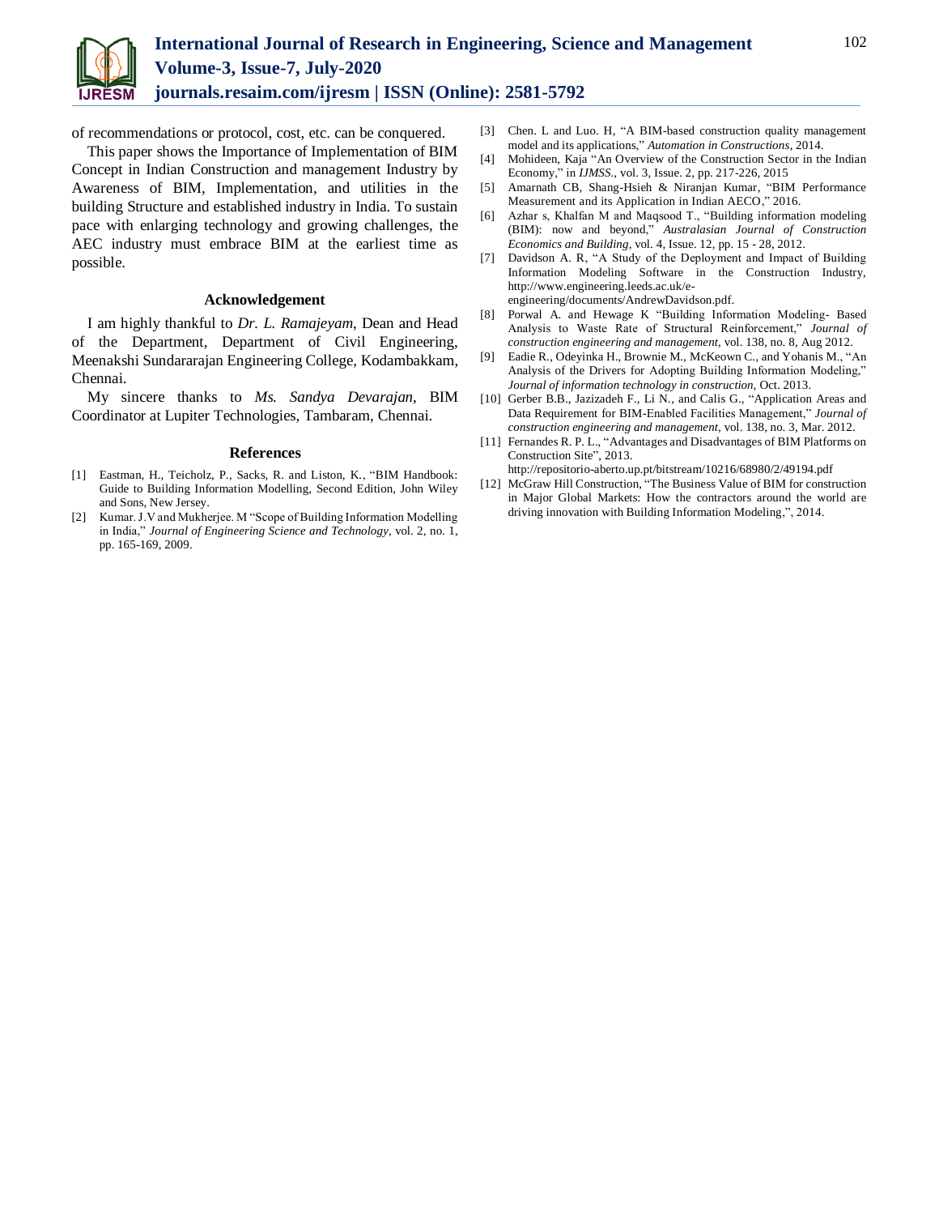of recommendations or protocol, cost, etc. can be conquered.

This paper shows the Importance of Implementation of BIM Concept in Indian Construction and management Industry by Awareness of BIM, Implementation, and utilities in the building Structure and established industry in India. To sustain pace with enlarging technology and growing challenges, the AEC industry must embrace BIM at the earliest time as possible.

## Acknowledgement

I am highly thankful to *Dr. L. Ramajeyam*, Dean and Head of the Department, Department of Civil Engineering, Meenakshi Sundararajan Engineering College, Kodambakkam, Chennai.

My sincere thanks to *Ms. Sandya Devarajan*, BIM Coordinator at Lupiter Technologies, Tambaram, Chennai.

## References

[1] Eastman, H., Teicholz, P., Sacks, R. and Liston, K., "BIM Handbook: Guide to Building Information Modelling, Second Edition, John Wiley and Sons, New Jersey.

[2] Kumar. J.V and Mukherjee. M "Scope of Building Information Modelling in India," *Journal of Engineering Science and Technology*, vol. 2, no. 1, pp. 165-169, 2009.

[3] Chen. L and Luo. H, "A BIM-based construction quality management model and its applications," *Automation in Constructions*, 2014.

[4] Mohideen, Kaja "An Overview of the Construction Sector in the Indian Economy," in *IJMSS.*, vol. 3, Issue. 2, pp. 217-226, 2015

[5] Amarnath CB, Shang-Hsieh & Niranjan Kumar, "BIM Performance Measurement and its Application in Indian AECO," 2016.

[6] Azhar s, Khalfan M and Maqsood T., "Building information modeling (BIM): now and beyond," *Australasian Journal of Construction Economics and Building*, vol. 4, Issue. 12, pp. 15 - 28, 2012.

[7] Davidson A. R, "A Study of the Deployment and Impact of Building Information Modeling Software in the Construction Industry, http://www.engineering.leeds.ac.uk/e-engineering/documents/AndrewDavidson.pdf.

[8] Porwal A. and Hewage K "Building Information Modeling- Based Analysis to Waste Rate of Structural Reinforcement," *Journal of construction engineering and management*, vol. 138, no. 8, Aug 2012.

[9] Eadie R., Odeyinka H., Brownie M., McKeown C., and Yohanis M., "An Analysis of the Drivers for Adopting Building Information Modeling," *Journal of information technology in construction*, Oct. 2013.

[10] Gerber B.B., Jazizadeh F., Li N., and Calis G., "Application Areas and Data Requirement for BIM-Enabled Facilities Management," *Journal of construction engineering and management*, vol. 138, no. 3, Mar. 2012.

[11] Fernandes R. P. L., "Advantages and Disadvantages of BIM Platforms on Construction Site", 2013. http://repositorio-aberto.up.pt/bitstream/10216/68980/2/49194.pdf

[12] McGraw Hill Construction, "The Business Value of BIM for construction in Major Global Markets: How the contractors around the world are driving innovation with Building Information Modeling,", 2014.